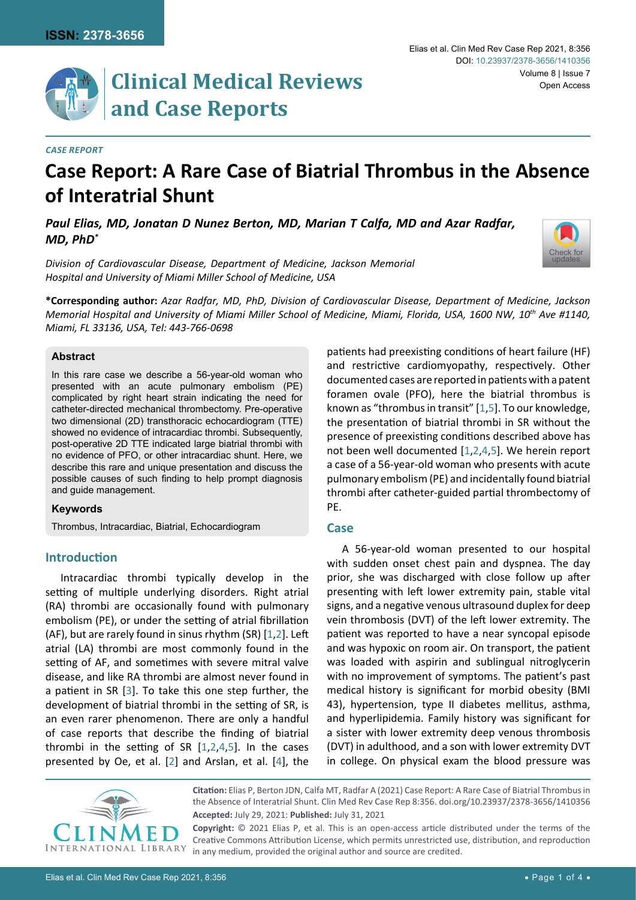*CASE REPORT*

# Case Report: A Rare Case of Biatrial Thrombus in the Absence of Interatrial Shunt

***Paul Elias, MD, Jonatan D Nunez Berton, MD, Marian T Calfa, MD and Azar Radfar, MD, PhD****

*Division of Cardiovascular Disease, Department of Medicine, Jackson Memorial Hospital and University of Miami Miller School of Medicine, USA*

**\*Corresponding author:** *Azar Radfar, MD, PhD, Division of Cardiovascular Disease, Department of Medicine, Jackson Memorial Hospital and University of Miami Miller School of Medicine, Miami, Florida, USA, 1600 NW, 10th Ave #1140, Miami, FL 33136, USA, Tel: 443-766-0698*

### Abstract

In this rare case we describe a 56-year-old woman who presented with an acute pulmonary embolism (PE) complicated by right heart strain indicating the need for catheter-directed mechanical thrombectomy. Pre-operative two dimensional (2D) transthoracic echocardiogram (TTE) showed no evidence of intracardiac thrombi. Subsequently, post-operative 2D TTE indicated large biatrial thrombi with no evidence of PFO, or other intracardiac shunt. Here, we describe this rare and unique presentation and discuss the possible causes of such finding to help prompt diagnosis and guide management.

### Keywords

Thrombus, Intracardiac, Biatrial, Echocardiogram

## Introduction

Intracardiac thrombi typically develop in the setting of multiple underlying disorders. Right atrial (RA) thrombi are occasionally found with pulmonary embolism (PE), or under the setting of atrial fibrillation (AF), but are rarely found in sinus rhythm (SR) [1,2]. Left atrial (LA) thrombi are most commonly found in the setting of AF, and sometimes with severe mitral valve disease, and like RA thrombi are almost never found in a patient in SR [3]. To take this one step further, the development of biatrial thrombi in the setting of SR, is an even rarer phenomenon. There are only a handful of case reports that describe the finding of biatrial thrombi in the setting of SR [1,2,4,5]. In the cases presented by Oe, et al. [2] and Arslan, et al. [4], the patients had preexisting conditions of heart failure (HF) and restrictive cardiomyopathy, respectively. Other documented cases are reported in patients with a patent foramen ovale (PFO), here the biatrial thrombus is known as "thrombus in transit" [1,5]. To our knowledge, the presentation of biatrial thrombi in SR without the presence of preexisting conditions described above has not been well documented [1,2,4,5]. We herein report a case of a 56-year-old woman who presents with acute pulmonary embolism (PE) and incidentally found biatrial thrombi after catheter-guided partial thrombectomy of PE.

## Case

A 56-year-old woman presented to our hospital with sudden onset chest pain and dyspnea. The day prior, she was discharged with close follow up after presenting with left lower extremity pain, stable vital signs, and a negative venous ultrasound duplex for deep vein thrombosis (DVT) of the left lower extremity. The patient was reported to have a near syncopal episode and was hypoxic on room air. On transport, the patient was loaded with aspirin and sublingual nitroglycerin with no improvement of symptoms. The patient's past medical history is significant for morbid obesity (BMI 43), hypertension, type II diabetes mellitus, asthma, and hyperlipidemia. Family history was significant for a sister with lower extremity deep venous thrombosis (DVT) in adulthood, and a son with lower extremity DVT in college. On physical exam the blood pressure was

**Citation:** Elias P, Berton JDN, Calfa MT, Radfar A (2021) Case Report: A Rare Case of Biatrial Thrombus in the Absence of Interatrial Shunt. Clin Med Rev Case Rep 8:356. doi.org/10.23937/2378-3656/1410356

**Accepted:** July 29, 2021: **Published:** July 31, 2021

**Copyright:** © 2021 Elias P, et al. This is an open-access article distributed under the terms of the Creative Commons Attribution License, which permits unrestricted use, distribution, and reproduction in any medium, provided the original author and source are credited.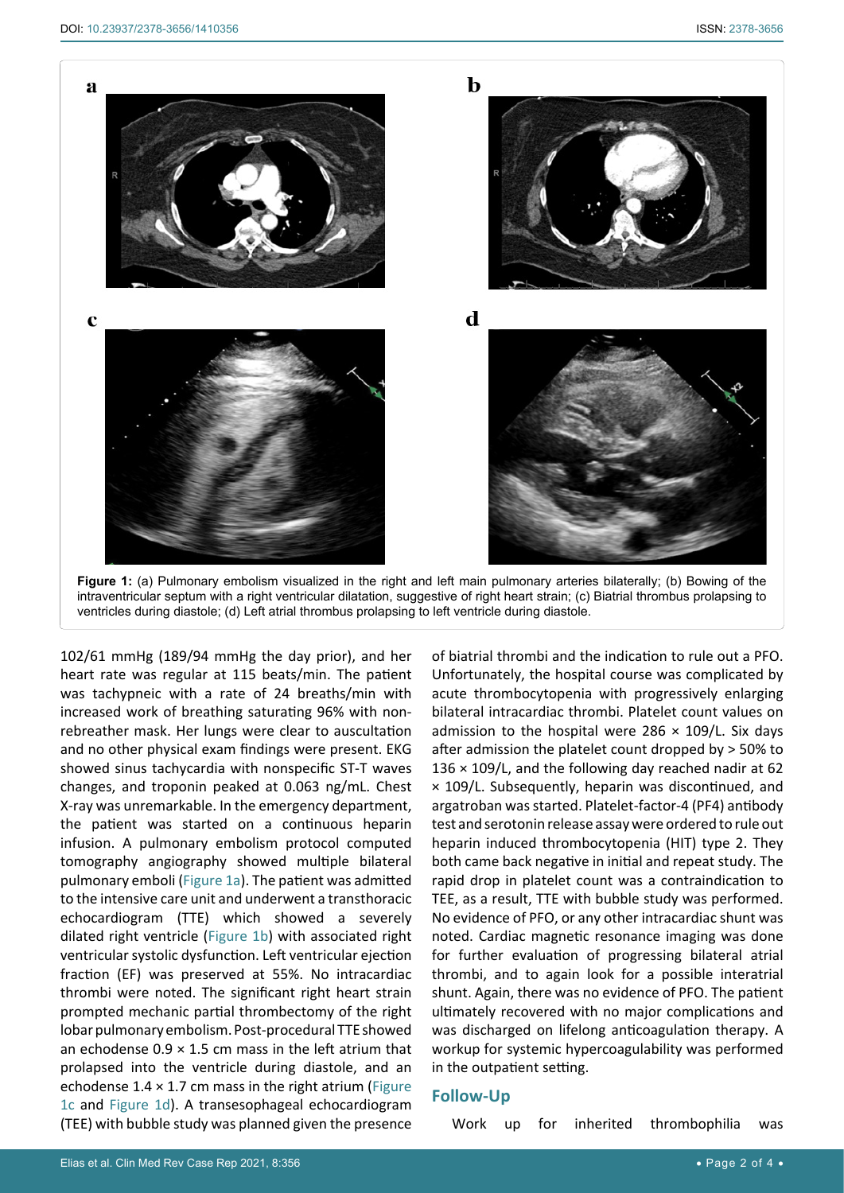Figure 1: (a) Pulmonary embolism visualized in the right and left main pulmonary arteries bilaterally; (b) Bowing of the intraventricular septum with a right ventricular dilatation, suggestive of right heart strain; (c) Biatrial thrombus prolapsing to ventricles during diastole; (d) Left atrial thrombus prolapsing to left ventricle during diastole.

102/61 mmHg (189/94 mmHg the day prior), and her heart rate was regular at 115 beats/min. The patient was tachypneic with a rate of 24 breaths/min with increased work of breathing saturating 96% with non-rebreather mask. Her lungs were clear to auscultation and no other physical exam findings were present. EKG showed sinus tachycardia with nonspecific ST-T waves changes, and troponin peaked at 0.063 ng/mL. Chest X-ray was unremarkable. In the emergency department, the patient was started on a continuous heparin infusion. A pulmonary embolism protocol computed tomography angiography showed multiple bilateral pulmonary emboli (Figure 1a). The patient was admitted to the intensive care unit and underwent a transthoracic echocardiogram (TTE) which showed a severely dilated right ventricle (Figure 1b) with associated right ventricular systolic dysfunction. Left ventricular ejection fraction (EF) was preserved at 55%. No intracardiac thrombi were noted. The significant right heart strain prompted mechanic partial thrombectomy of the right lobar pulmonary embolism. Post-procedural TTE showed an echodense 0.9 × 1.5 cm mass in the left atrium that prolapsed into the ventricle during diastole, and an echodense 1.4 × 1.7 cm mass in the right atrium (Figure 1c and Figure 1d). A transesophageal echocardiogram (TEE) with bubble study was planned given the presence of biatrial thrombi and the indication to rule out a PFO. Unfortunately, the hospital course was complicated by acute thrombocytopenia with progressively enlarging bilateral intracardiac thrombi. Platelet count values on admission to the hospital were 286 × 109/L. Six days after admission the platelet count dropped by > 50% to 136 × 109/L, and the following day reached nadir at 62 × 109/L. Subsequently, heparin was discontinued, and argatroban was started. Platelet-factor-4 (PF4) antibody test and serotonin release assay were ordered to rule out heparin induced thrombocytopenia (HIT) type 2. They both came back negative in initial and repeat study. The rapid drop in platelet count was a contraindication to TEE, as a result, TTE with bubble study was performed. No evidence of PFO, or any other intracardiac shunt was noted. Cardiac magnetic resonance imaging was done for further evaluation of progressing bilateral atrial thrombi, and to again look for a possible interatrial shunt. Again, there was no evidence of PFO. The patient ultimately recovered with no major complications and was discharged on lifelong anticoagulation therapy. A workup for systemic hypercoagulability was performed in the outpatient setting.

## Follow-Up

Work up for inherited thrombophilia was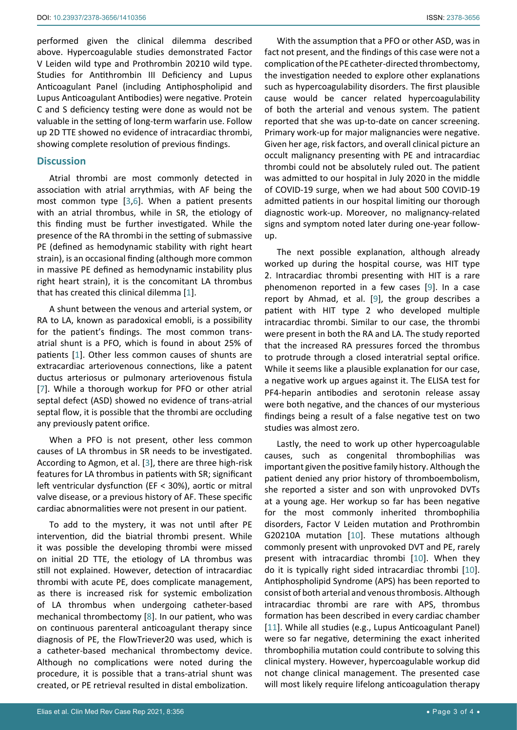performed given the clinical dilemma described above. Hypercoagulable studies demonstrated Factor V Leiden wild type and Prothrombin 20210 wild type. Studies for Antithrombin III Deficiency and Lupus Anticoagulant Panel (including Antiphospholipid and Lupus Anticoagulant Antibodies) were negative. Protein C and S deficiency testing were done as would not be valuable in the setting of long-term warfarin use. Follow up 2D TTE showed no evidence of intracardiac thrombi, showing complete resolution of previous findings.

## Discussion

Atrial thrombi are most commonly detected in association with atrial arrythmias, with AF being the most common type [3,6]. When a patient presents with an atrial thrombus, while in SR, the etiology of this finding must be further investigated. While the presence of the RA thrombi in the setting of submassive PE (defined as hemodynamic stability with right heart strain), is an occasional finding (although more common in massive PE defined as hemodynamic instability plus right heart strain), it is the concomitant LA thrombus that has created this clinical dilemma [1].

A shunt between the venous and arterial system, or RA to LA, known as paradoxical emobli, is a possibility for the patient's findings. The most common trans-atrial shunt is a PFO, which is found in about 25% of patients [1]. Other less common causes of shunts are extracardiac arteriovenous connections, like a patent ductus arteriosus or pulmonary arteriovenous fistula [7]. While a thorough workup for PFO or other atrial septal defect (ASD) showed no evidence of trans-atrial septal flow, it is possible that the thrombi are occluding any previously patent orifice.

When a PFO is not present, other less common causes of LA thrombus in SR needs to be investigated. According to Agmon, et al. [3], there are three high-risk features for LA thrombus in patients with SR; significant left ventricular dysfunction (EF < 30%), aortic or mitral valve disease, or a previous history of AF. These specific cardiac abnormalities were not present in our patient.

To add to the mystery, it was not until after PE intervention, did the biatrial thrombi present. While it was possible the developing thrombi were missed on initial 2D TTE, the etiology of LA thrombus was still not explained. However, detection of intracardiac thrombi with acute PE, does complicate management, as there is increased risk for systemic embolization of LA thrombus when undergoing catheter-based mechanical thrombectomy [8]. In our patient, who was on continuous parenteral anticoagulant therapy since diagnosis of PE, the FlowTriever20 was used, which is a catheter-based mechanical thrombectomy device. Although no complications were noted during the procedure, it is possible that a trans-atrial shunt was created, or PE retrieval resulted in distal embolization.

With the assumption that a PFO or other ASD, was in fact not present, and the findings of this case were not a complication of the PE catheter-directed thrombectomy, the investigation needed to explore other explanations such as hypercoagulability disorders. The first plausible cause would be cancer related hypercoagulability of both the arterial and venous system. The patient reported that she was up-to-date on cancer screening. Primary work-up for major malignancies were negative. Given her age, risk factors, and overall clinical picture an occult malignancy presenting with PE and intracardiac thrombi could not be absolutely ruled out. The patient was admitted to our hospital in July 2020 in the middle of COVID-19 surge, when we had about 500 COVID-19 admitted patients in our hospital limiting our thorough diagnostic work-up. Moreover, no malignancy-related signs and symptom noted later during one-year follow-up.

The next possible explanation, although already worked up during the hospital course, was HIT type 2. Intracardiac thrombi presenting with HIT is a rare phenomenon reported in a few cases [9]. In a case report by Ahmad, et al. [9], the group describes a patient with HIT type 2 who developed multiple intracardiac thrombi. Similar to our case, the thrombi were present in both the RA and LA. The study reported that the increased RA pressures forced the thrombus to protrude through a closed interatrial septal orifice. While it seems like a plausible explanation for our case, a negative work up argues against it. The ELISA test for PF4-heparin antibodies and serotonin release assay were both negative, and the chances of our mysterious findings being a result of a false negative test on two studies was almost zero.

Lastly, the need to work up other hypercoagulable causes, such as congenital thrombophilias was important given the positive family history. Although the patient denied any prior history of thromboembolism, she reported a sister and son with unprovoked DVTs at a young age. Her workup so far has been negative for the most commonly inherited thrombophilia disorders, Factor V Leiden mutation and Prothrombin G20210A mutation [10]. These mutations although commonly present with unprovoked DVT and PE, rarely present with intracardiac thrombi [10]. When they do it is typically right sided intracardiac thrombi [10]. Antiphospholipid Syndrome (APS) has been reported to consist of both arterial and venous thrombosis. Although intracardiac thrombi are rare with APS, thrombus formation has been described in every cardiac chamber [11]. While all studies (e.g., Lupus Anticoagulant Panel) were so far negative, determining the exact inherited thrombophilia mutation could contribute to solving this clinical mystery. However, hypercoagulable workup did not change clinical management. The presented case will most likely require lifelong anticoagulation therapy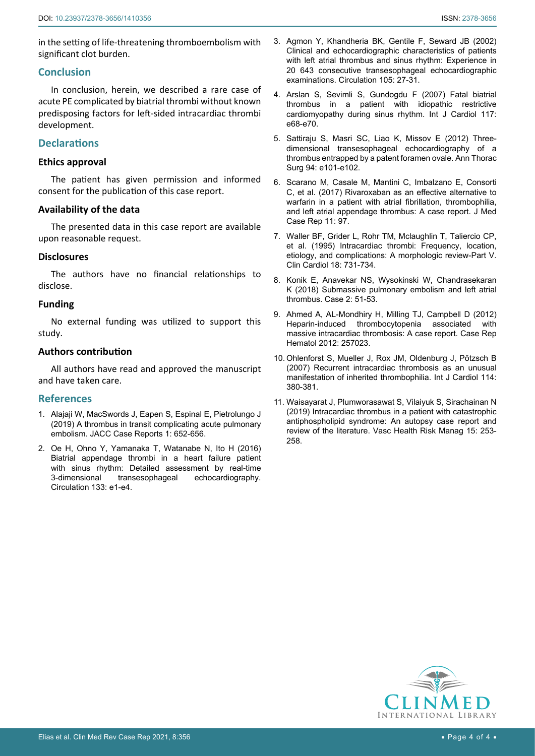in the setting of life-threatening thromboembolism with significant clot burden.

## Conclusion

In conclusion, herein, we described a rare case of acute PE complicated by biatrial thrombi without known predisposing factors for left-sided intracardiac thrombi development.

## Declarations

### Ethics approval

The patient has given permission and informed consent for the publication of this case report.

### Availability of the data

The presented data in this case report are available upon reasonable request.

### Disclosures

The authors have no financial relationships to disclose.

### Funding

No external funding was utilized to support this study.

### Authors contribution

All authors have read and approved the manuscript and have taken care.

## References

1. Alajaji W, MacSwords J, Eapen S, Espinal E, Pietrolungo J (2019) A thrombus in transit complicating acute pulmonary embolism. JACC Case Reports 1: 652-656.
2. Oe H, Ohno Y, Yamanaka T, Watanabe N, Ito H (2016) Biatrial appendage thrombi in a heart failure patient with sinus rhythm: Detailed assessment by real-time 3-dimensional transesophageal echocardiography. Circulation 133: e1-e4.
3. Agmon Y, Khandheria BK, Gentile F, Seward JB (2002) Clinical and echocardiographic characteristics of patients with left atrial thrombus and sinus rhythm: Experience in 20 643 consecutive transesophageal echocardiographic examinations. Circulation 105: 27-31.
4. Arslan S, Sevimli S, Gundogdu F (2007) Fatal biatrial thrombus in a patient with idiopathic restrictive cardiomyopathy during sinus rhythm. Int J Cardiol 117: e68-e70.
5. Sattiraju S, Masri SC, Liao K, Missov E (2012) Three-dimensional transesophageal echocardiography of a thrombus entrapped by a patent foramen ovale. Ann Thorac Surg 94: e101-e102.
6. Scarano M, Casale M, Mantini C, Imbalzano E, Consorti C, et al. (2017) Rivaroxaban as an effective alternative to warfarin in a patient with atrial fibrillation, thrombophilia, and left atrial appendage thrombus: A case report. J Med Case Rep 11: 97.
7. Waller BF, Grider L, Rohr TM, Mclaughlin T, Taliercio CP, et al. (1995) Intracardiac thrombi: Frequency, location, etiology, and complications: A morphologic review-Part V. Clin Cardiol 18: 731-734.
8. Konik E, Anavekar NS, Wysokinski W, Chandrasekaran K (2018) Submassive pulmonary embolism and left atrial thrombus. Case 2: 51-53.
9. Ahmed A, AL-Mondhiry H, Milling TJ, Campbell D (2012) Heparin-induced thrombocytopenia associated with massive intracardiac thrombosis: A case report. Case Rep Hematol 2012: 257023.
10. Ohlenforst S, Mueller J, Rox JM, Oldenburg J, Pötzsch B (2007) Recurrent intracardiac thrombosis as an unusual manifestation of inherited thrombophilia. Int J Cardiol 114: 380-381.
11. Waisayarat J, Plumworasawat S, Vilaiyuk S, Sirachainan N (2019) Intracardiac thrombus in a patient with catastrophic antiphospholipid syndrome: An autopsy case report and review of the literature. Vasc Health Risk Manag 15: 253-258.